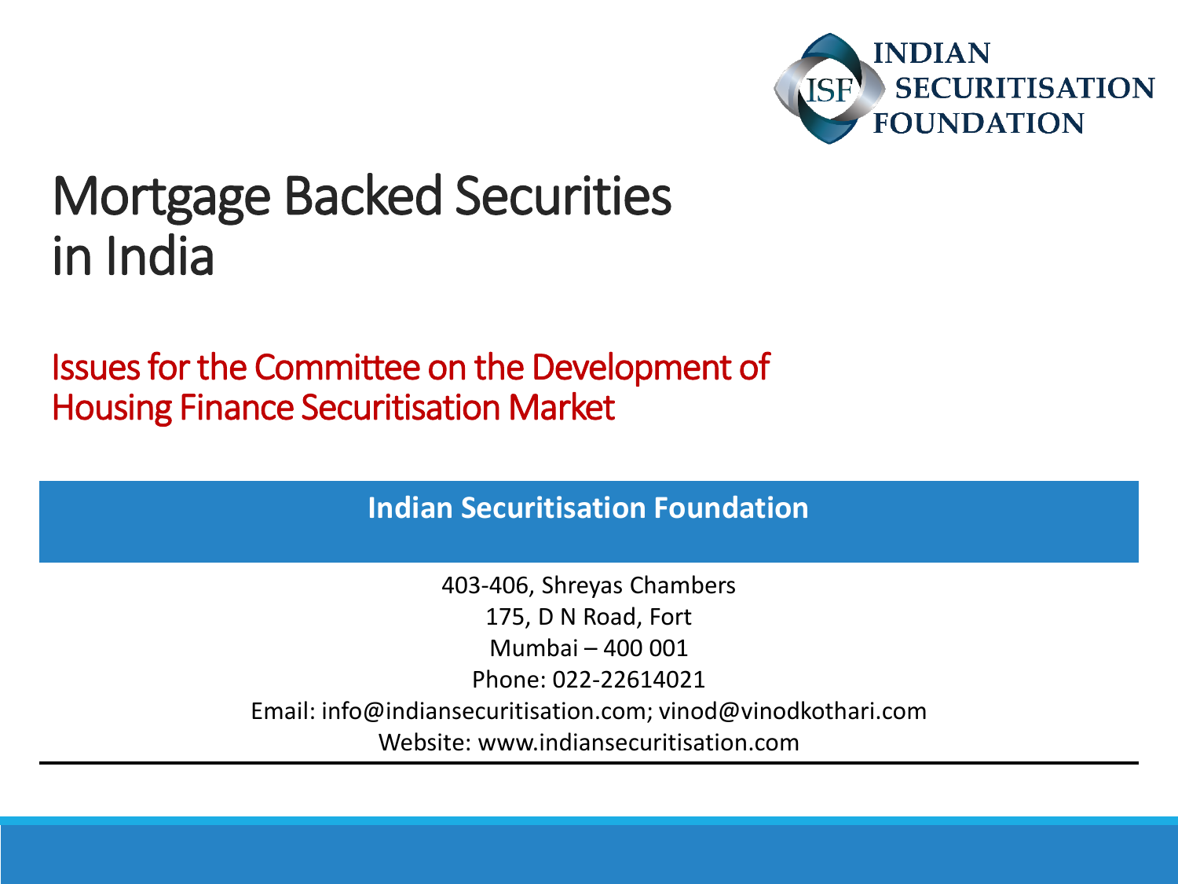INDIAN SECURITISATION FOUNDATION

# Mortgage Backed Securities in India

## Issues for the Committee on the Development of Housing Finance Securitisation Market

**Indian Securitisation Foundation**

403-406, Shreyas Chambers
175, D N Road, Fort
Mumbai – 400 001
Phone: 022-22614021
Email: info@indiansecuritisation.com; vinod@vinodkothari.com
Website: www.indiansecuritisation.com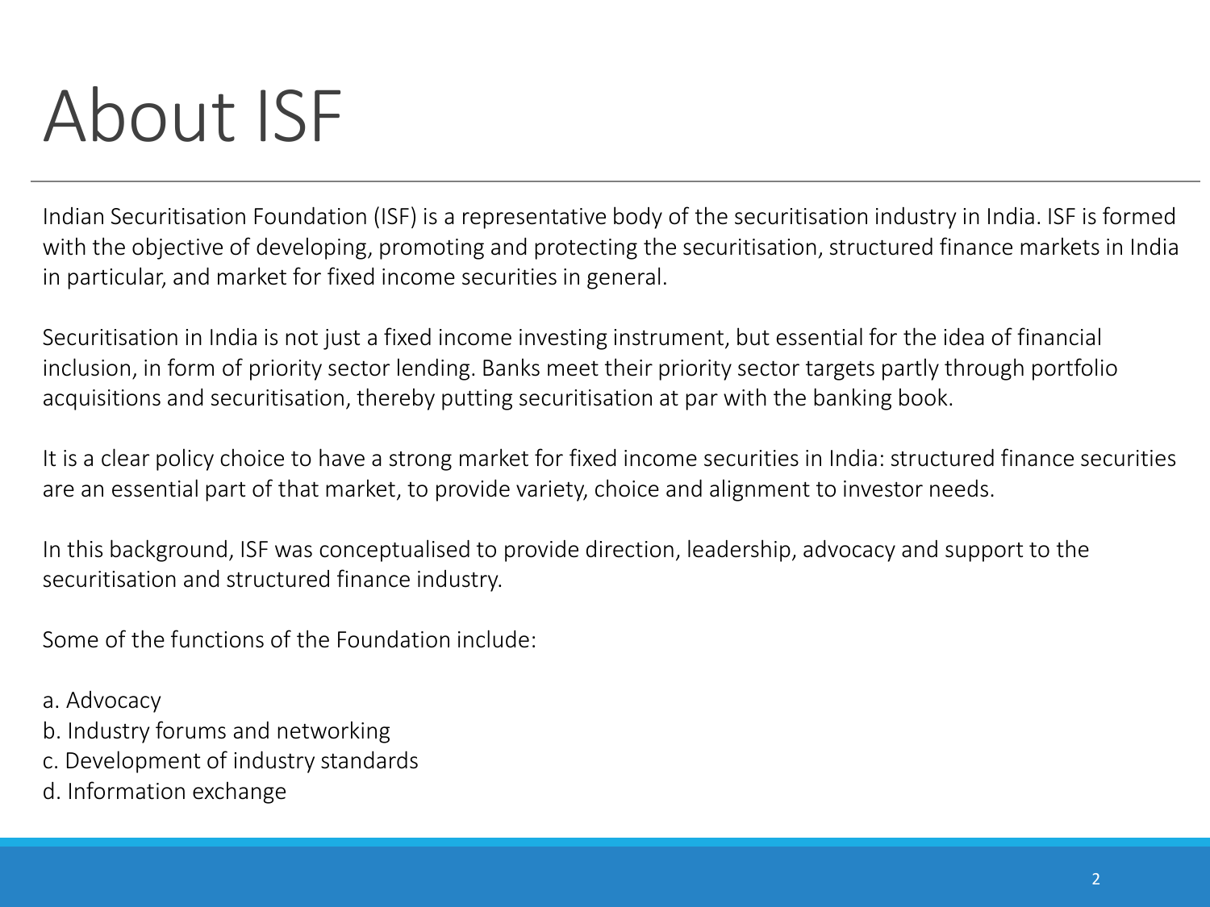# About ISF

Indian Securitisation Foundation (ISF) is a representative body of the securitisation industry in India. ISF is formed with the objective of developing, promoting and protecting the securitisation, structured finance markets in India in particular, and market for fixed income securities in general.

Securitisation in India is not just a fixed income investing instrument, but essential for the idea of financial inclusion, in form of priority sector lending. Banks meet their priority sector targets partly through portfolio acquisitions and securitisation, thereby putting securitisation at par with the banking book.

It is a clear policy choice to have a strong market for fixed income securities in India: structured finance securities are an essential part of that market, to provide variety, choice and alignment to investor needs.

In this background, ISF was conceptualised to provide direction, leadership, advocacy and support to the securitisation and structured finance industry.

Some of the functions of the Foundation include:

a. Advocacy
b. Industry forums and networking
c. Development of industry standards
d. Information exchange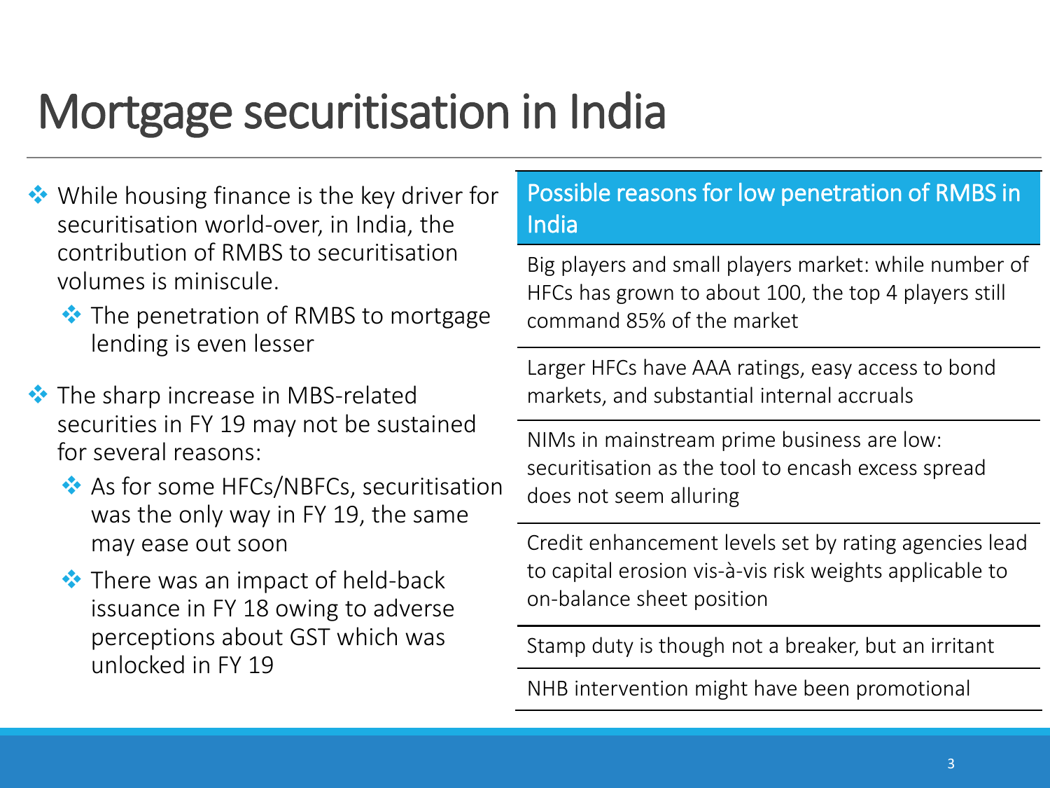# Mortgage securitisation in India

- While housing finance is the key driver for securitisation world-over, in India, the contribution of RMBS to securitisation volumes is miniscule.
  - The penetration of RMBS to mortgage lending is even lesser
- The sharp increase in MBS-related securities in FY 19 may not be sustained for several reasons:
  - As for some HFCs/NBFCs, securitisation was the only way in FY 19, the same may ease out soon
  - There was an impact of held-back issuance in FY 18 owing to adverse perceptions about GST which was unlocked in FY 19

| Possible reasons for low penetration of RMBS in India |
| --- |
| Big players and small players market: while number of HFCs has grown to about 100, the top 4 players still command 85% of the market |
| Larger HFCs have AAA ratings, easy access to bond markets, and substantial internal accruals |
| NIMs in mainstream prime business are low: securitisation as the tool to encash excess spread does not seem alluring |
| Credit enhancement levels set by rating agencies lead to capital erosion vis-à-vis risk weights applicable to on-balance sheet position |
| Stamp duty is though not a breaker, but an irritant |
| NHB intervention might have been promotional |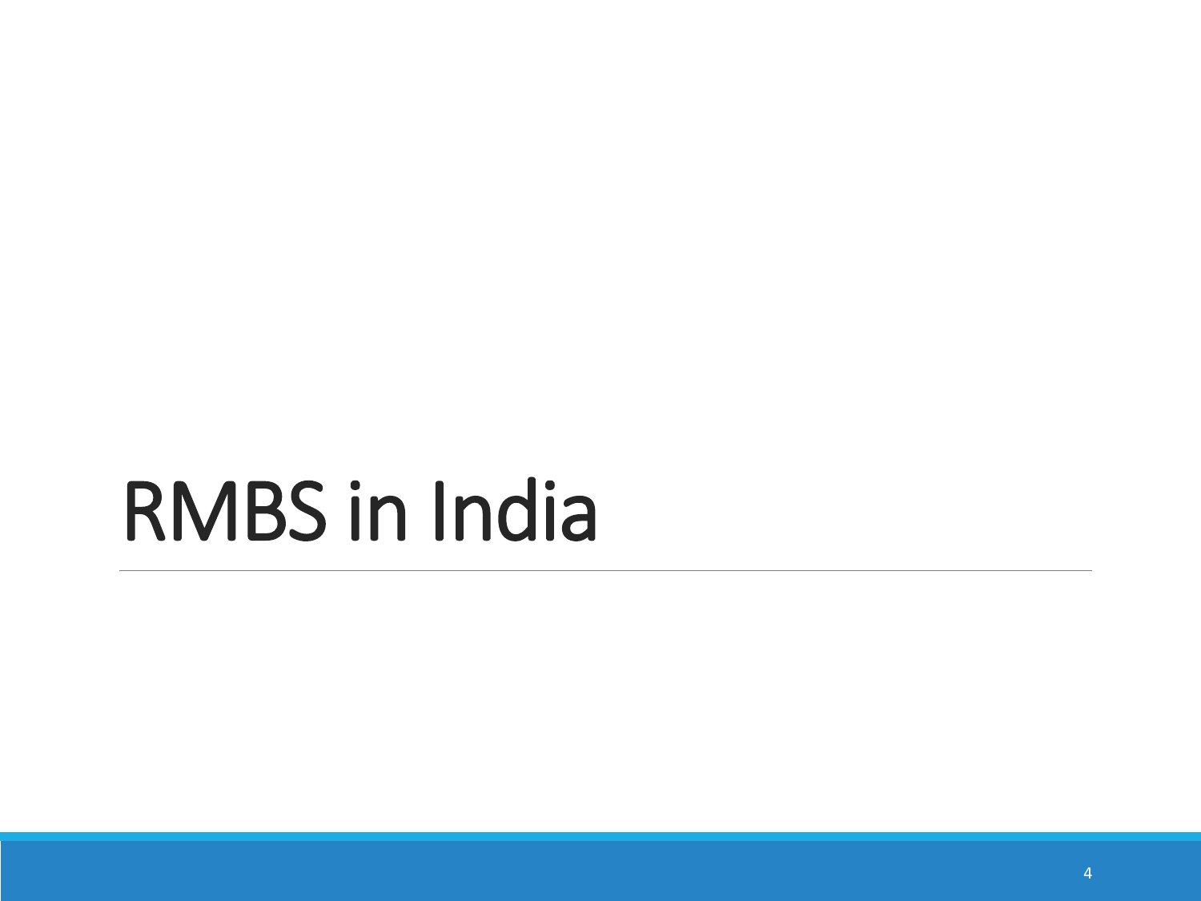# RMBS in India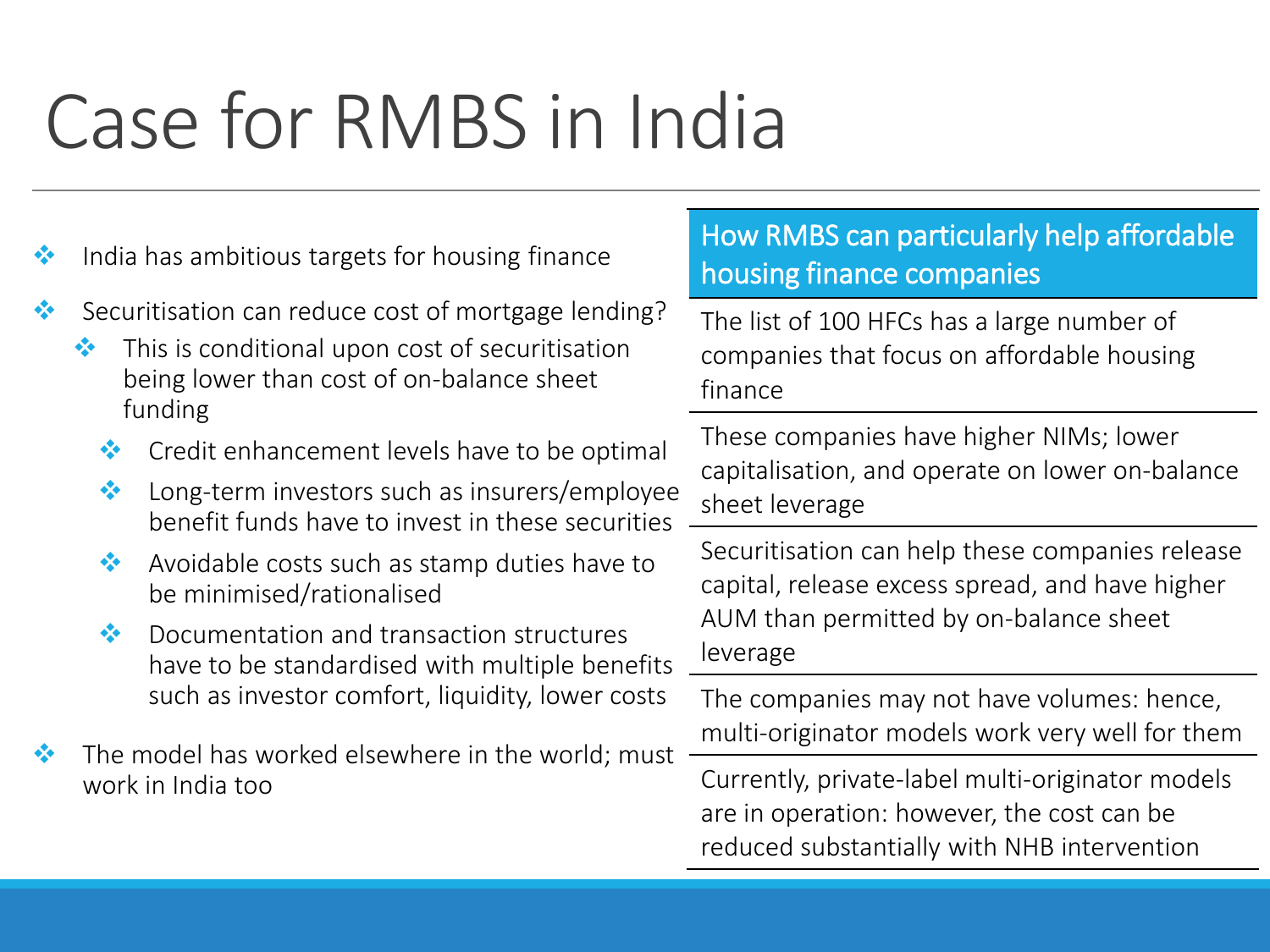# Case for RMBS in India

- India has ambitious targets for housing finance
- Securitisation can reduce cost of mortgage lending?
  - This is conditional upon cost of securitisation being lower than cost of on-balance sheet funding
    - Credit enhancement levels have to be optimal
    - Long-term investors such as insurers/employee benefit funds have to invest in these securities
    - Avoidable costs such as stamp duties have to be minimised/rationalised
    - Documentation and transaction structures have to be standardised with multiple benefits such as investor comfort, liquidity, lower costs
- The model has worked elsewhere in the world; must work in India too

| How RMBS can particularly help affordable housing finance companies |
| --- |
| The list of 100 HFCs has a large number of companies that focus on affordable housing finance |
| These companies have higher NIMs; lower capitalisation, and operate on lower on-balance sheet leverage |
| Securitisation can help these companies release capital, release excess spread, and have higher AUM than permitted by on-balance sheet leverage |
| The companies may not have volumes: hence, multi-originator models work very well for them |
| Currently, private-label multi-originator models are in operation: however, the cost can be reduced substantially with NHB intervention |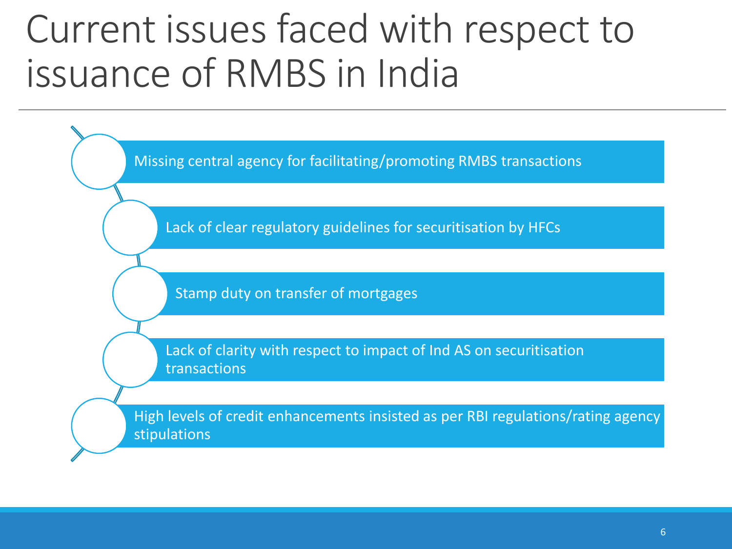# Current issues faced with respect to issuance of RMBS in India

- Missing central agency for facilitating/promoting RMBS transactions
- Lack of clear regulatory guidelines for securitisation by HFCs
- Stamp duty on transfer of mortgages
- Lack of clarity with respect to impact of Ind AS on securitisation transactions
- High levels of credit enhancements insisted as per RBI regulations/rating agency stipulations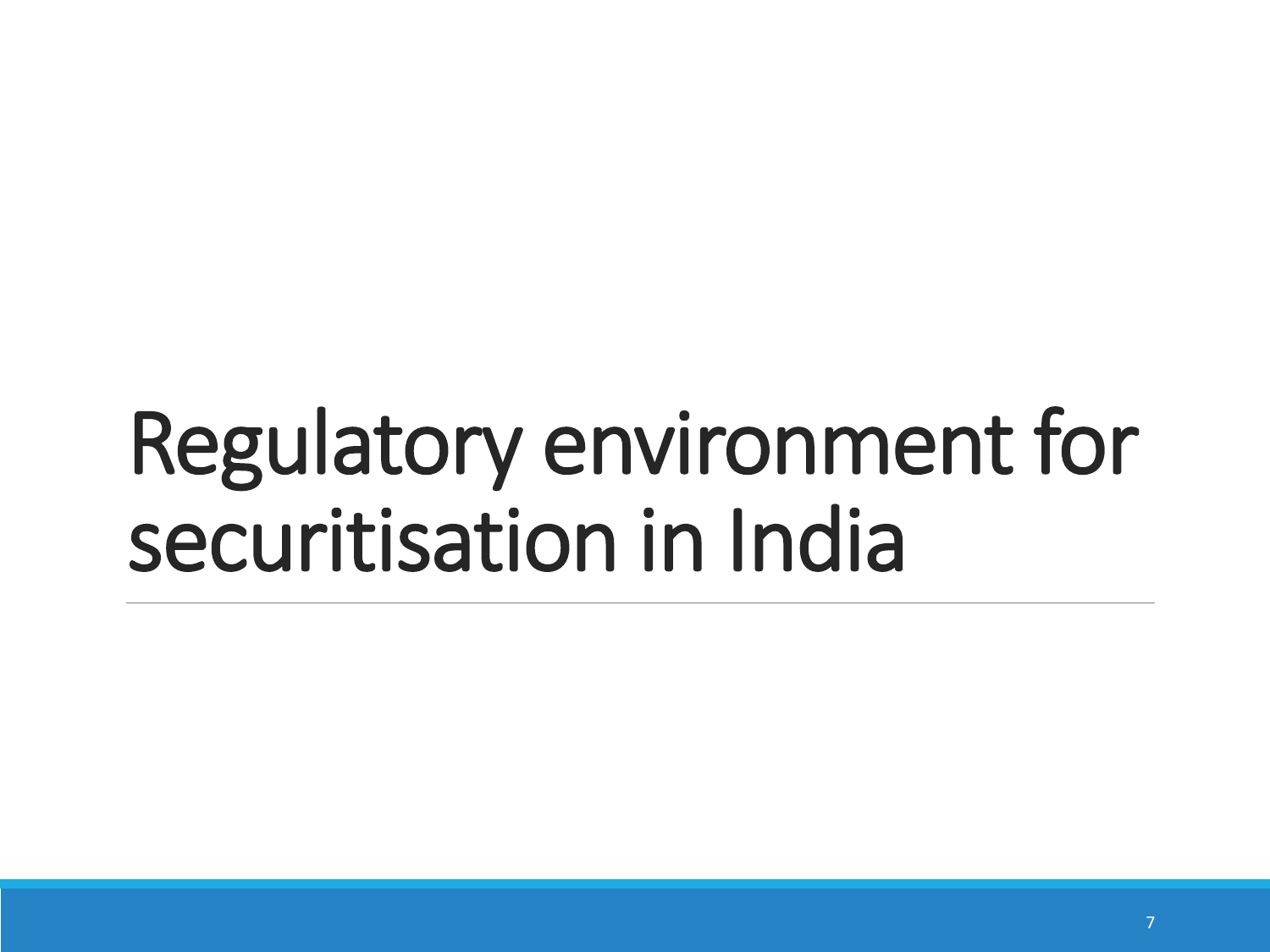# Regulatory environment for securitisation in India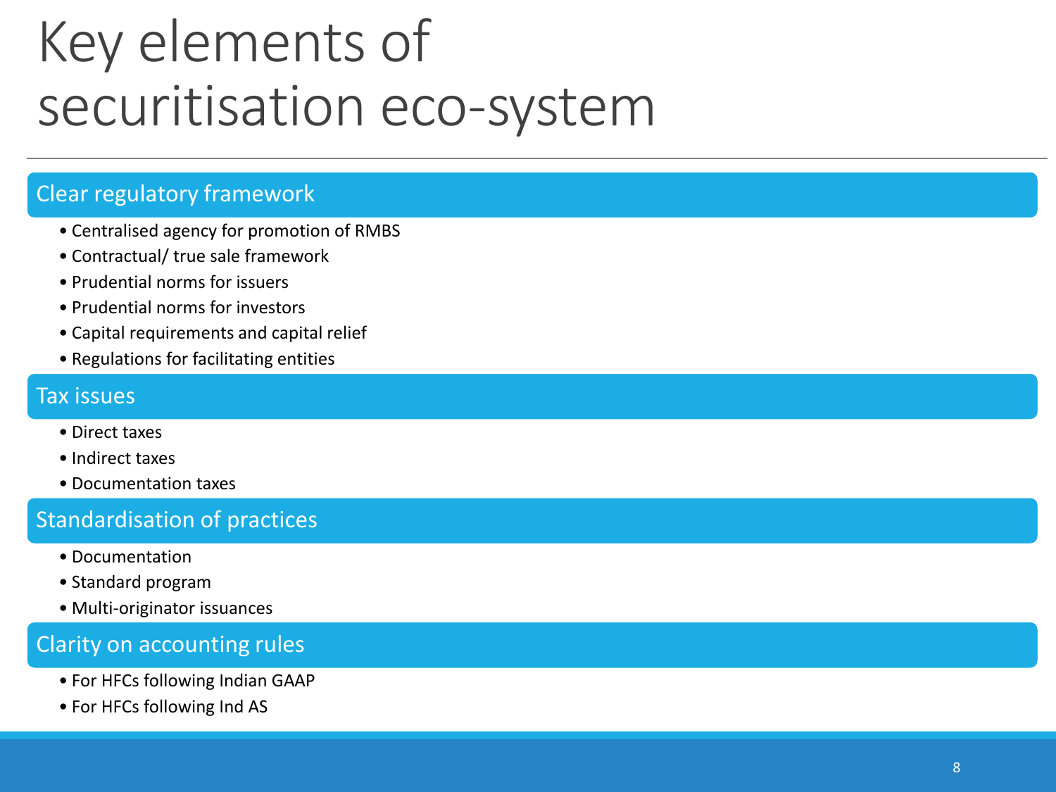# Key elements of securitisation eco-system

## Clear regulatory framework

- Centralised agency for promotion of RMBS
- Contractual/ true sale framework
- Prudential norms for issuers
- Prudential norms for investors
- Capital requirements and capital relief
- Regulations for facilitating entities

## Tax issues

- Direct taxes
- Indirect taxes
- Documentation taxes

## Standardisation of practices

- Documentation
- Standard program
- Multi-originator issuances

## Clarity on accounting rules

- For HFCs following Indian GAAP
- For HFCs following Ind AS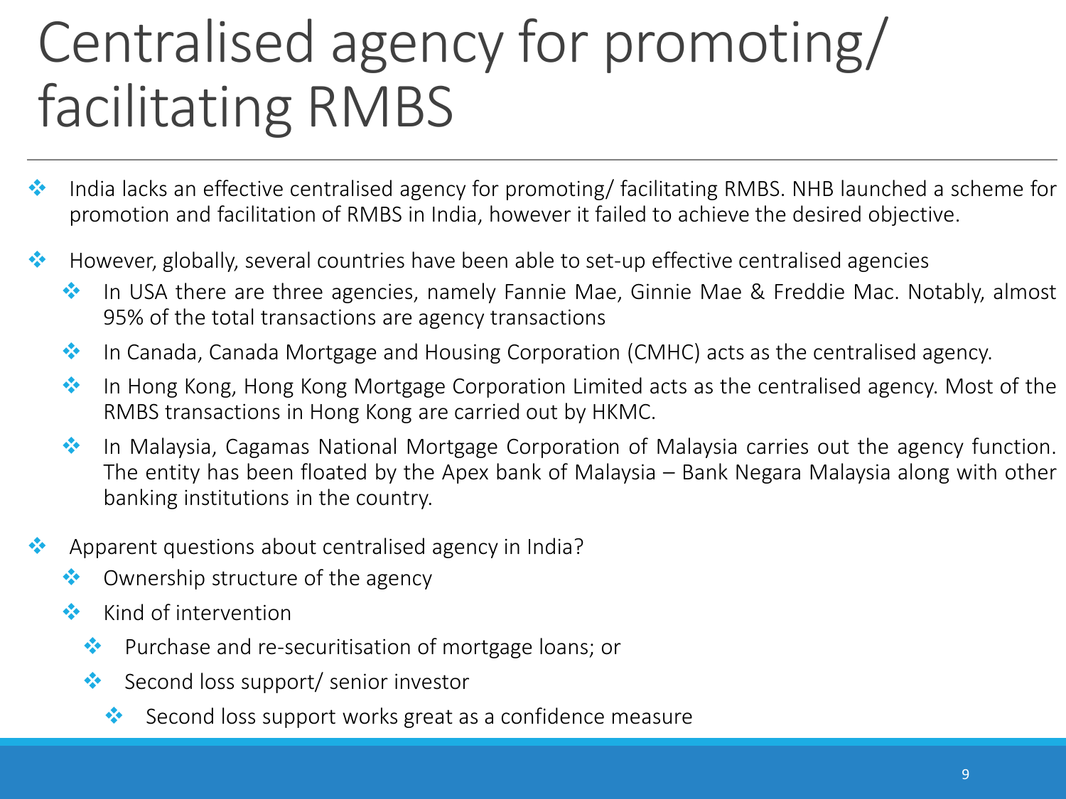# Centralised agency for promoting/ facilitating RMBS

- India lacks an effective centralised agency for promoting/ facilitating RMBS. NHB launched a scheme for promotion and facilitation of RMBS in India, however it failed to achieve the desired objective.
- However, globally, several countries have been able to set-up effective centralised agencies
  - In USA there are three agencies, namely Fannie Mae, Ginnie Mae & Freddie Mac. Notably, almost 95% of the total transactions are agency transactions
  - In Canada, Canada Mortgage and Housing Corporation (CMHC) acts as the centralised agency.
  - In Hong Kong, Hong Kong Mortgage Corporation Limited acts as the centralised agency. Most of the RMBS transactions in Hong Kong are carried out by HKMC.
  - In Malaysia, Cagamas National Mortgage Corporation of Malaysia carries out the agency function. The entity has been floated by the Apex bank of Malaysia – Bank Negara Malaysia along with other banking institutions in the country.
- Apparent questions about centralised agency in India?
  - Ownership structure of the agency
  - Kind of intervention
    - Purchase and re-securitisation of mortgage loans; or
    - Second loss support/ senior investor
      - Second loss support works great as a confidence measure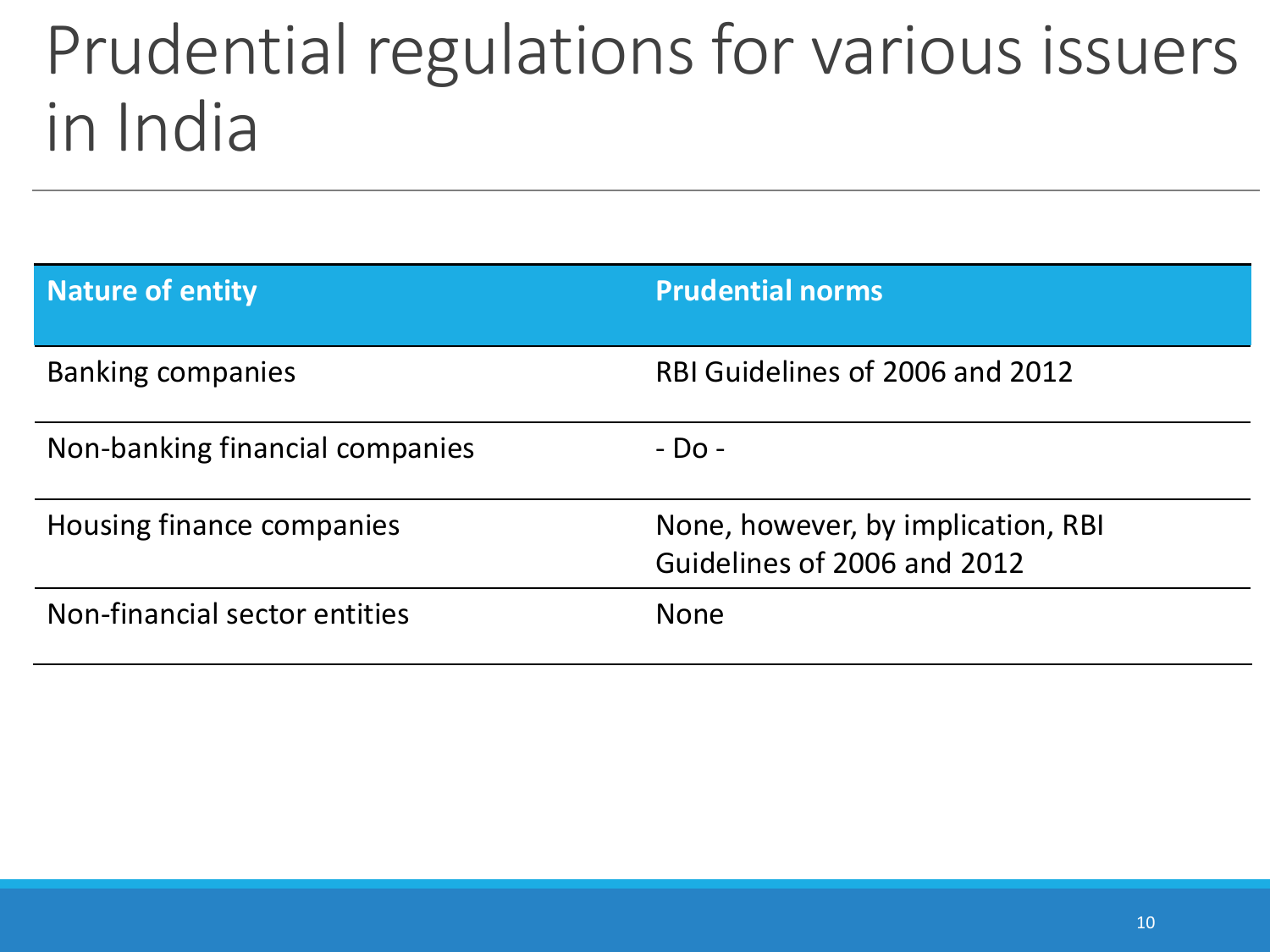# Prudential regulations for various issuers in India

| Nature of entity | Prudential norms |
| --- | --- |
| Banking companies | RBI Guidelines of 2006 and 2012 |
| Non-banking financial companies | - Do - |
| Housing finance companies | None, however, by implication, RBI Guidelines of 2006 and 2012 |
| Non-financial sector entities | None |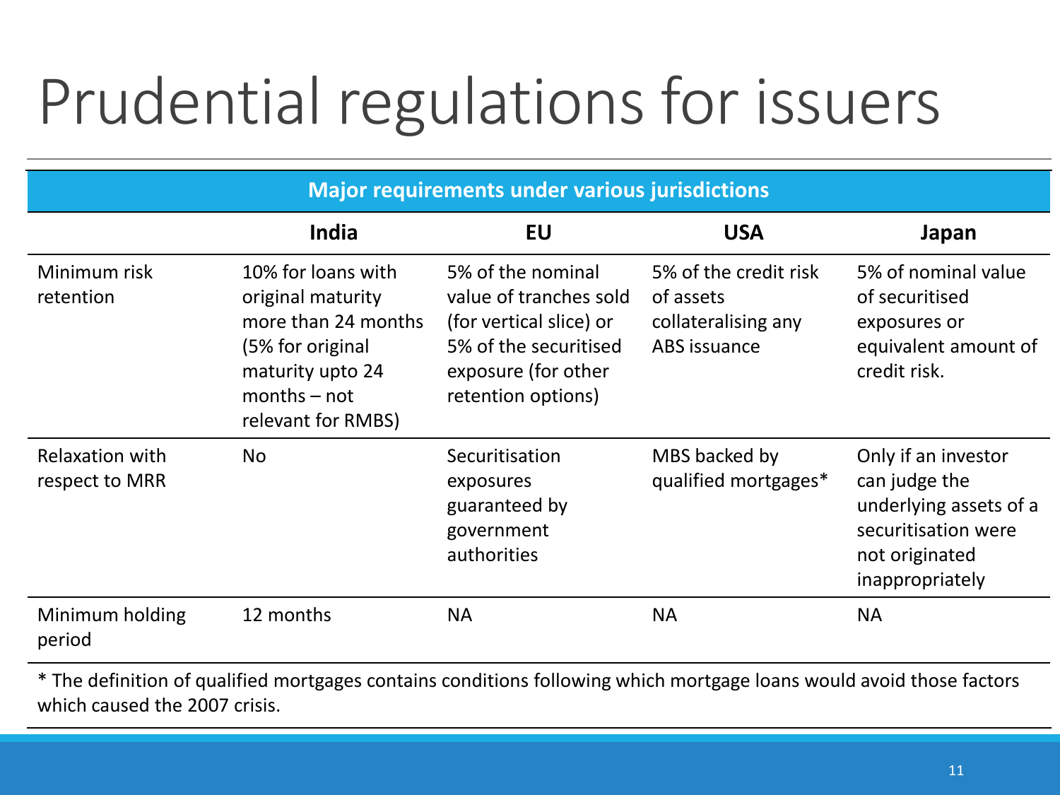# Prudential regulations for issuers

| Major requirements under various jurisdictions | | | | |
|---|---|---|---|---|
| | **India** | **EU** | **USA** | **Japan** |
| Minimum risk retention | 10% for loans with original maturity more than 24 months (5% for original maturity upto 24 months – not relevant for RMBS) | 5% of the nominal value of tranches sold (for vertical slice) or 5% of the securitised exposure (for other retention options) | 5% of the credit risk of assets collateralising any ABS issuance | 5% of nominal value of securitised exposures or equivalent amount of credit risk. |
| Relaxation with respect to MRR | No | Securitisation exposures guaranteed by government authorities | MBS backed by qualified mortgages* | Only if an investor can judge the underlying assets of a securitisation were not originated inappropriately |
| Minimum holding period | 12 months | NA | NA | NA |

* The definition of qualified mortgages contains conditions following which mortgage loans would avoid those factors which caused the 2007 crisis.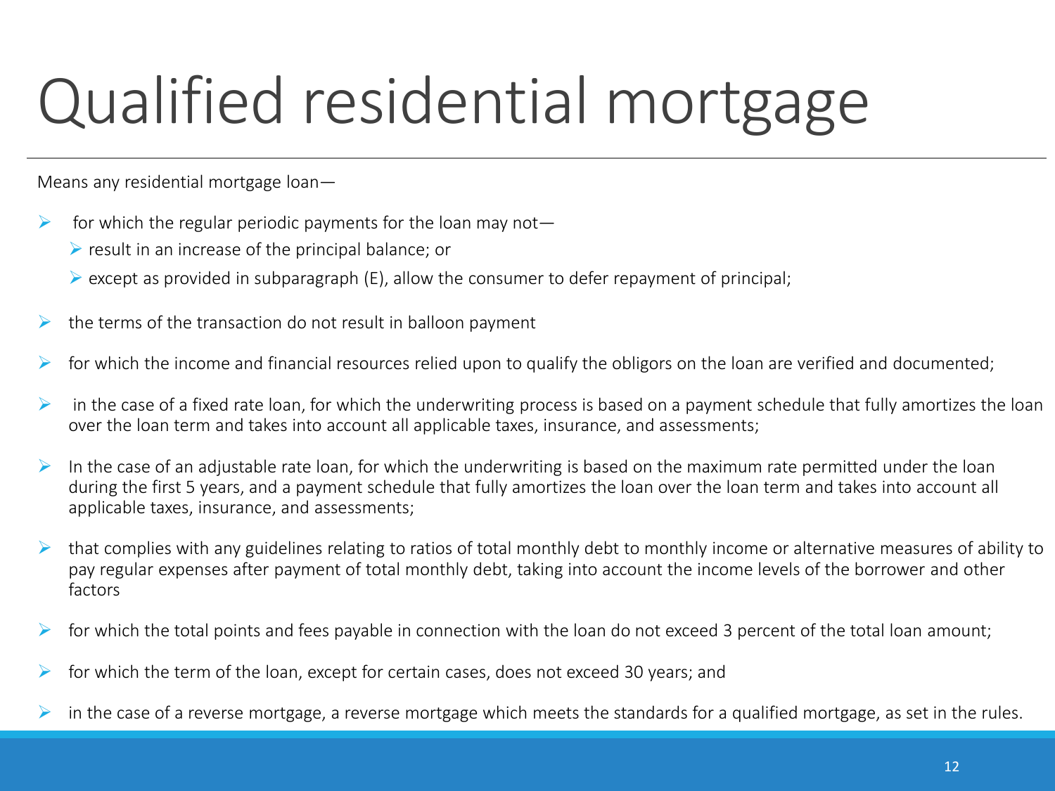# Qualified residential mortgage

Means any residential mortgage loan—

- for which the regular periodic payments for the loan may not—
  - result in an increase of the principal balance; or
  - except as provided in subparagraph (E), allow the consumer to defer repayment of principal;
- the terms of the transaction do not result in balloon payment
- for which the income and financial resources relied upon to qualify the obligors on the loan are verified and documented;
- in the case of a fixed rate loan, for which the underwriting process is based on a payment schedule that fully amortizes the loan over the loan term and takes into account all applicable taxes, insurance, and assessments;
- In the case of an adjustable rate loan, for which the underwriting is based on the maximum rate permitted under the loan during the first 5 years, and a payment schedule that fully amortizes the loan over the loan term and takes into account all applicable taxes, insurance, and assessments;
- that complies with any guidelines relating to ratios of total monthly debt to monthly income or alternative measures of ability to pay regular expenses after payment of total monthly debt, taking into account the income levels of the borrower and other factors
- for which the total points and fees payable in connection with the loan do not exceed 3 percent of the total loan amount;
- for which the term of the loan, except for certain cases, does not exceed 30 years; and
- in the case of a reverse mortgage, a reverse mortgage which meets the standards for a qualified mortgage, as set in the rules.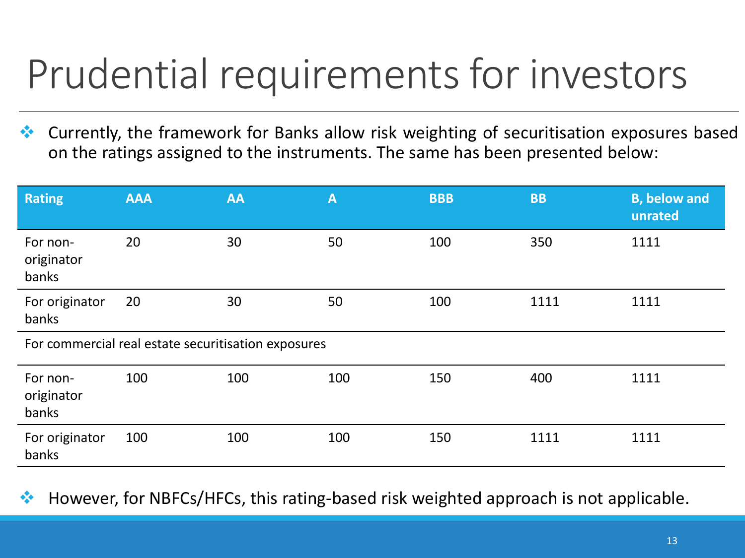# Prudential requirements for investors

- Currently, the framework for Banks allow risk weighting of securitisation exposures based on the ratings assigned to the instruments. The same has been presented below:

| Rating | AAA | AA | A | BBB | BB | B, below and unrated |
|---|---|---|---|---|---|---|
| For non-originator banks | 20 | 30 | 50 | 100 | 350 | 1111 |
| For originator banks | 20 | 30 | 50 | 100 | 1111 | 1111 |
| For commercial real estate securitisation exposures | | | | | | |
| For non-originator banks | 100 | 100 | 100 | 150 | 400 | 1111 |
| For originator banks | 100 | 100 | 100 | 150 | 1111 | 1111 |

- However, for NBFCs/HFCs, this rating-based risk weighted approach is not applicable.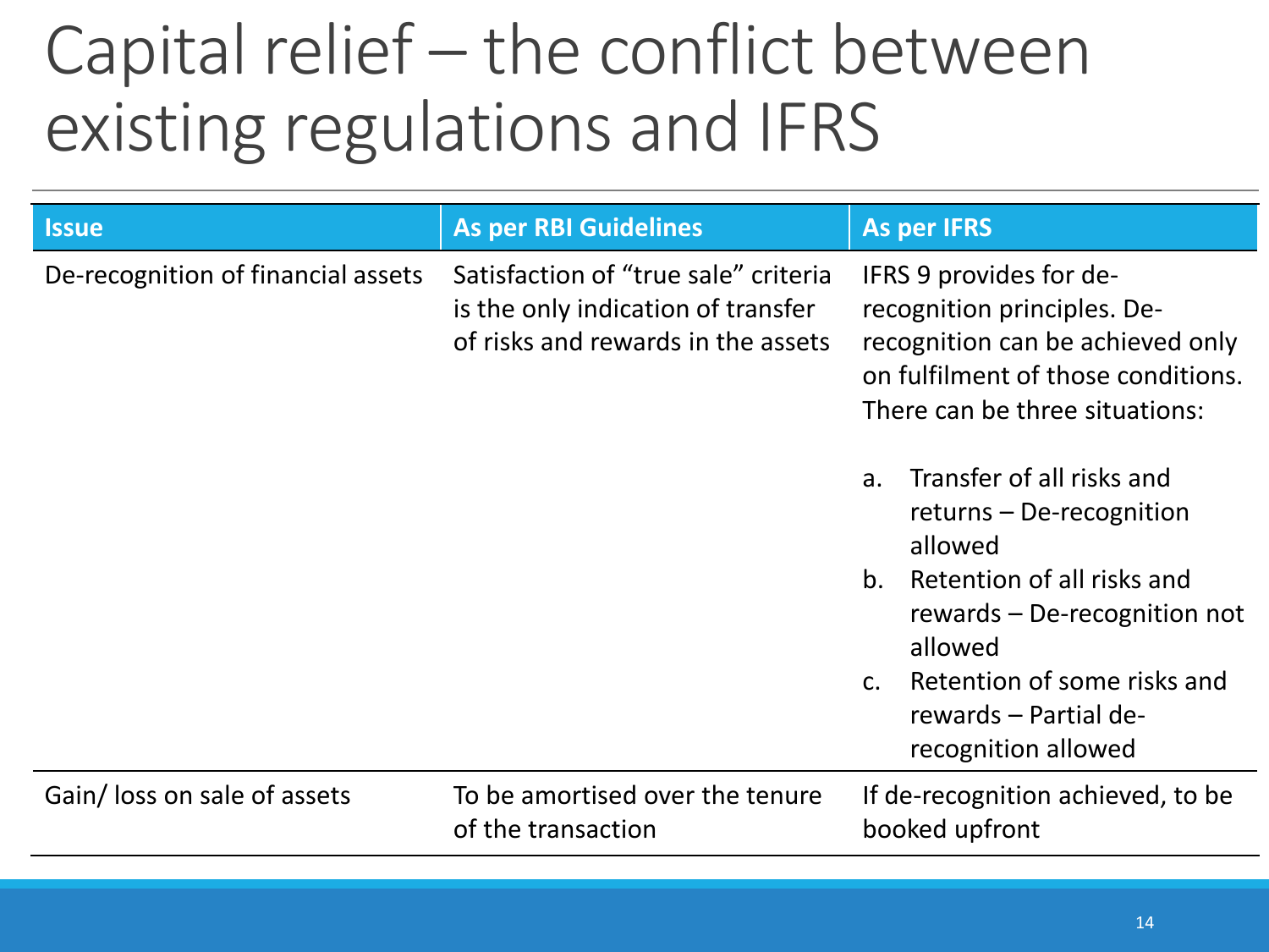# Capital relief – the conflict between existing regulations and IFRS

| Issue | As per RBI Guidelines | As per IFRS |
|---|---|---|
| De-recognition of financial assets | Satisfaction of “true sale” criteria is the only indication of transfer of risks and rewards in the assets | IFRS 9 provides for de-recognition principles. De-recognition can be achieved only on fulfilment of those conditions. There can be three situations:<br><br>a. Transfer of all risks and returns – De-recognition allowed<br>b. Retention of all risks and rewards – De-recognition not allowed<br>c. Retention of some risks and rewards – Partial de-recognition allowed |
| Gain/ loss on sale of assets | To be amortised over the tenure of the transaction | If de-recognition achieved, to be booked upfront |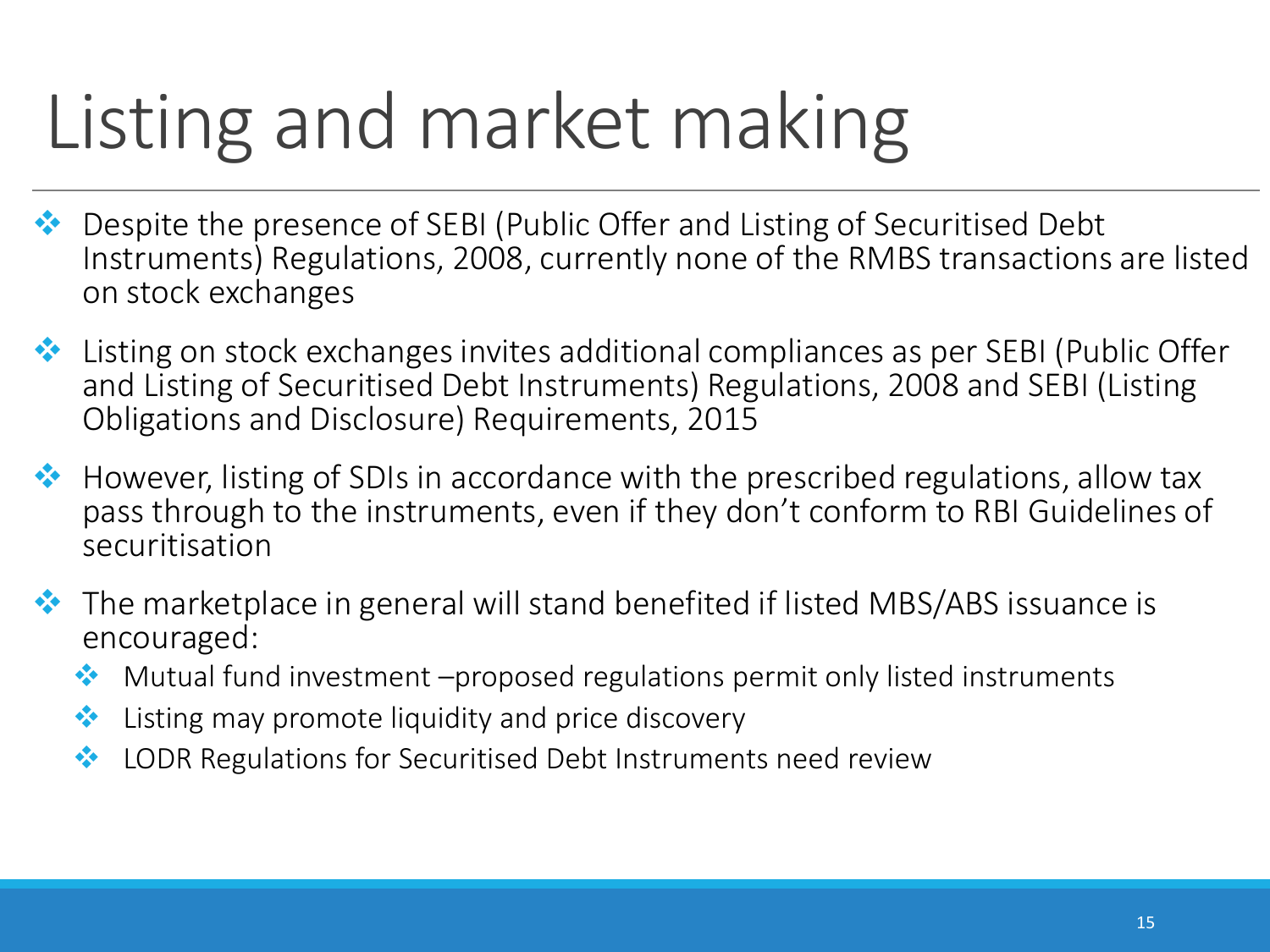# Listing and market making

- Despite the presence of SEBI (Public Offer and Listing of Securitised Debt Instruments) Regulations, 2008, currently none of the RMBS transactions are listed on stock exchanges
- Listing on stock exchanges invites additional compliances as per SEBI (Public Offer and Listing of Securitised Debt Instruments) Regulations, 2008 and SEBI (Listing Obligations and Disclosure) Requirements, 2015
- However, listing of SDIs in accordance with the prescribed regulations, allow tax pass through to the instruments, even if they don't conform to RBI Guidelines of securitisation
- The marketplace in general will stand benefited if listed MBS/ABS issuance is encouraged:
  - Mutual fund investment –proposed regulations permit only listed instruments
  - Listing may promote liquidity and price discovery
  - LODR Regulations for Securitised Debt Instruments need review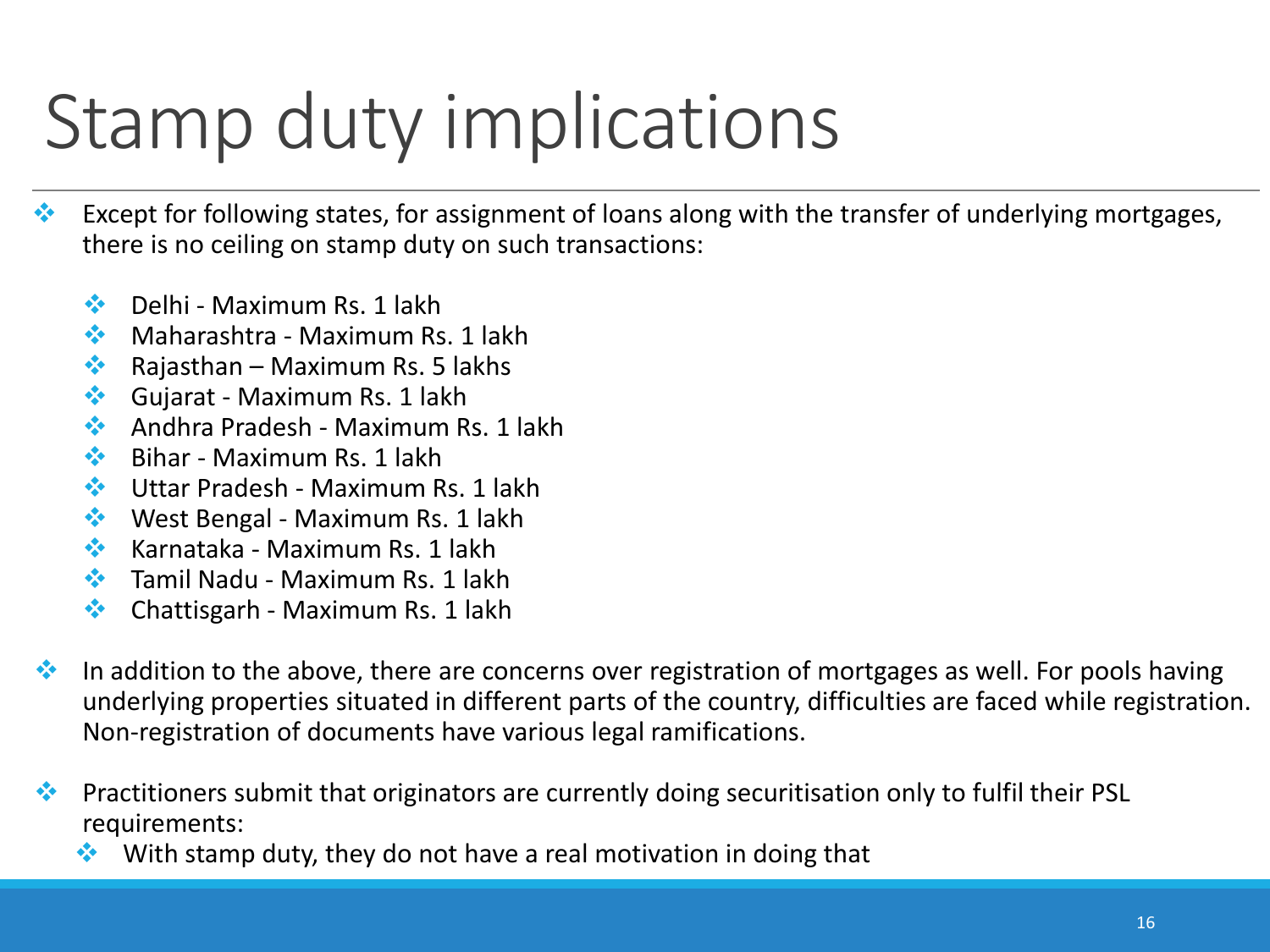# Stamp duty implications

- Except for following states, for assignment of loans along with the transfer of underlying mortgages, there is no ceiling on stamp duty on such transactions:
  - Delhi - Maximum Rs. 1 lakh
  - Maharashtra - Maximum Rs. 1 lakh
  - Rajasthan – Maximum Rs. 5 lakhs
  - Gujarat - Maximum Rs. 1 lakh
  - Andhra Pradesh - Maximum Rs. 1 lakh
  - Bihar - Maximum Rs. 1 lakh
  - Uttar Pradesh - Maximum Rs. 1 lakh
  - West Bengal - Maximum Rs. 1 lakh
  - Karnataka - Maximum Rs. 1 lakh
  - Tamil Nadu - Maximum Rs. 1 lakh
  - Chattisgarh - Maximum Rs. 1 lakh
- In addition to the above, there are concerns over registration of mortgages as well. For pools having underlying properties situated in different parts of the country, difficulties are faced while registration. Non-registration of documents have various legal ramifications.
- Practitioners submit that originators are currently doing securitisation only to fulfil their PSL requirements:
  - With stamp duty, they do not have a real motivation in doing that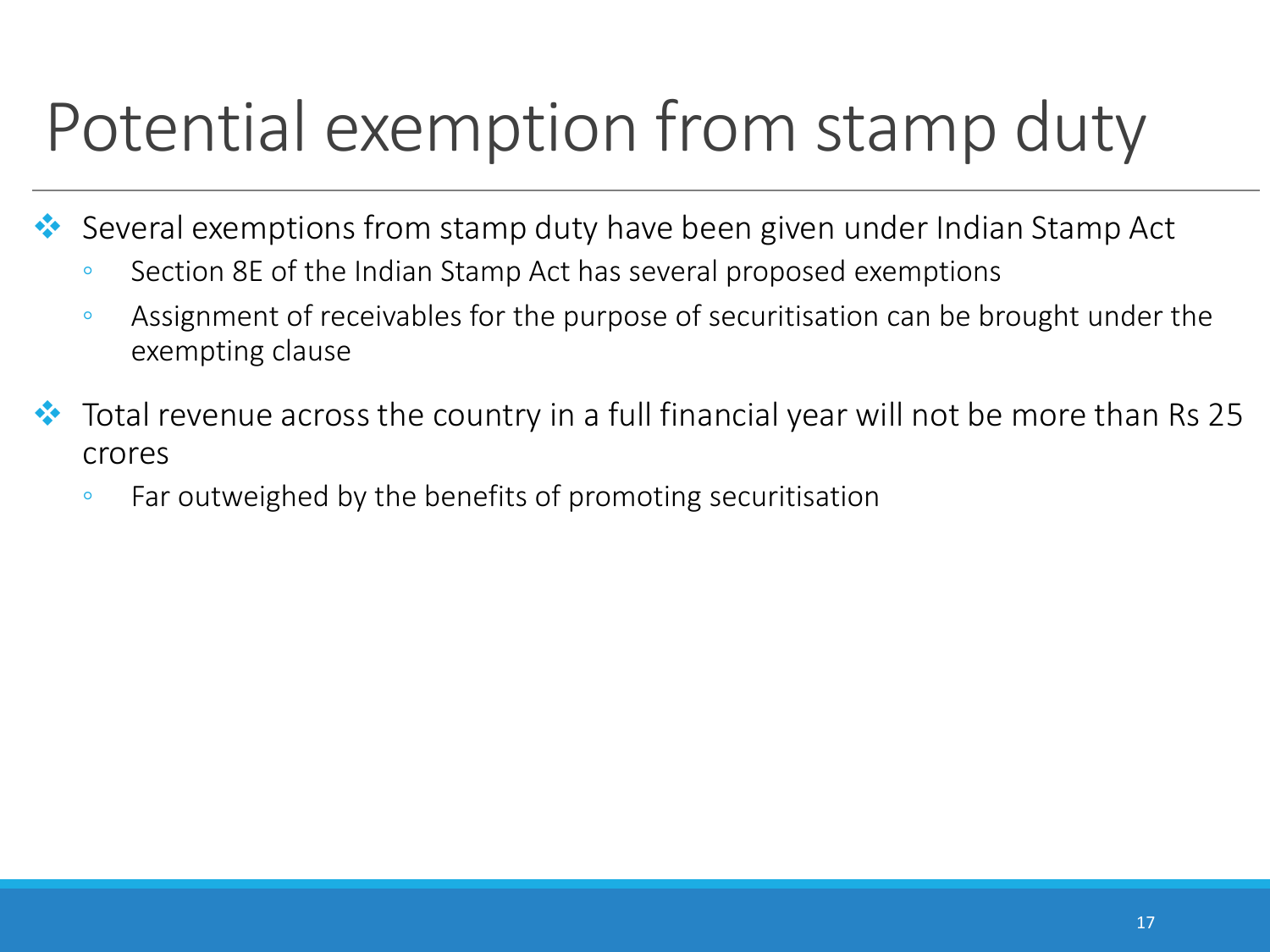# Potential exemption from stamp duty

- Several exemptions from stamp duty have been given under Indian Stamp Act
  - Section 8E of the Indian Stamp Act has several proposed exemptions
  - Assignment of receivables for the purpose of securitisation can be brought under the exempting clause
- Total revenue across the country in a full financial year will not be more than Rs 25 crores
  - Far outweighed by the benefits of promoting securitisation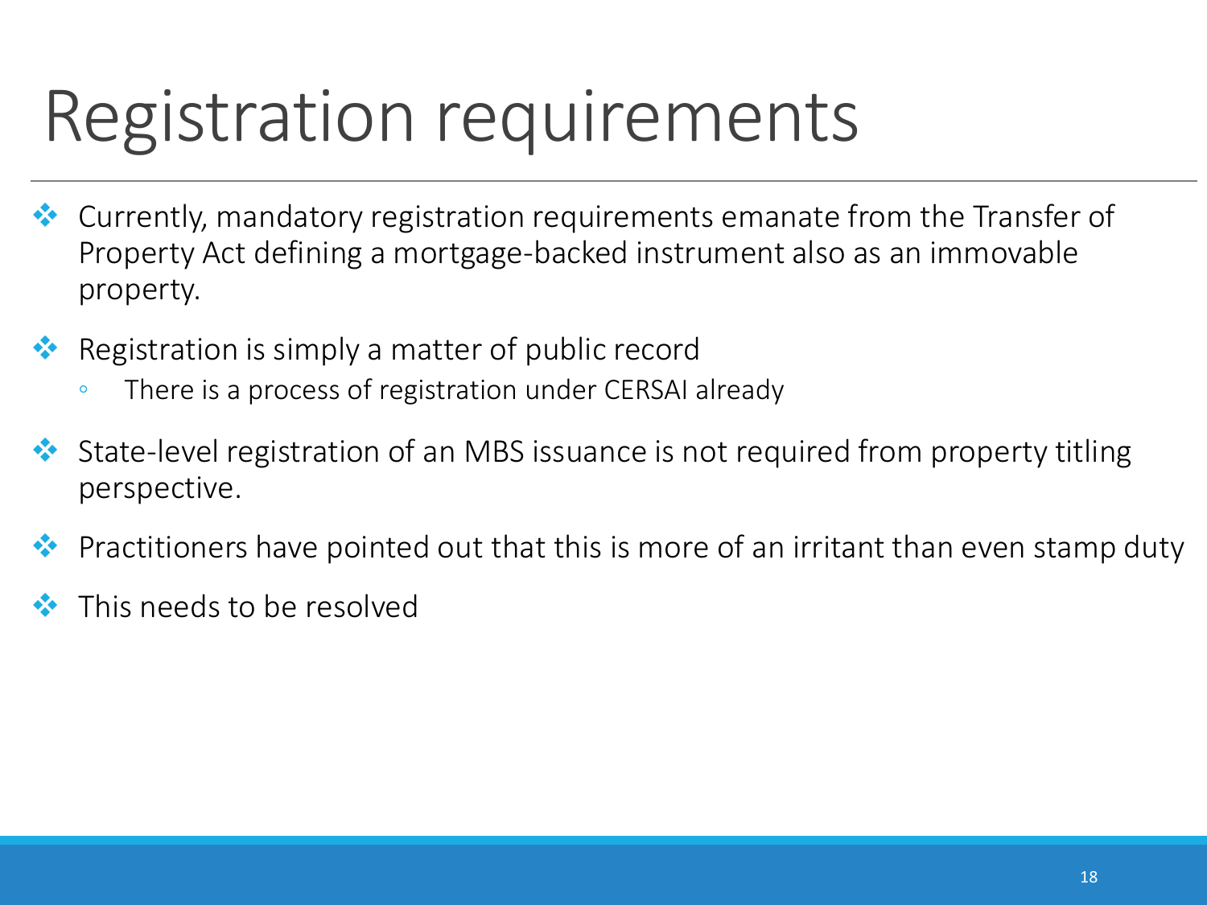# Registration requirements

- Currently, mandatory registration requirements emanate from the Transfer of Property Act defining a mortgage-backed instrument also as an immovable property.
- Registration is simply a matter of public record
  - There is a process of registration under CERSAI already
- State-level registration of an MBS issuance is not required from property titling perspective.
- Practitioners have pointed out that this is more of an irritant than even stamp duty
- This needs to be resolved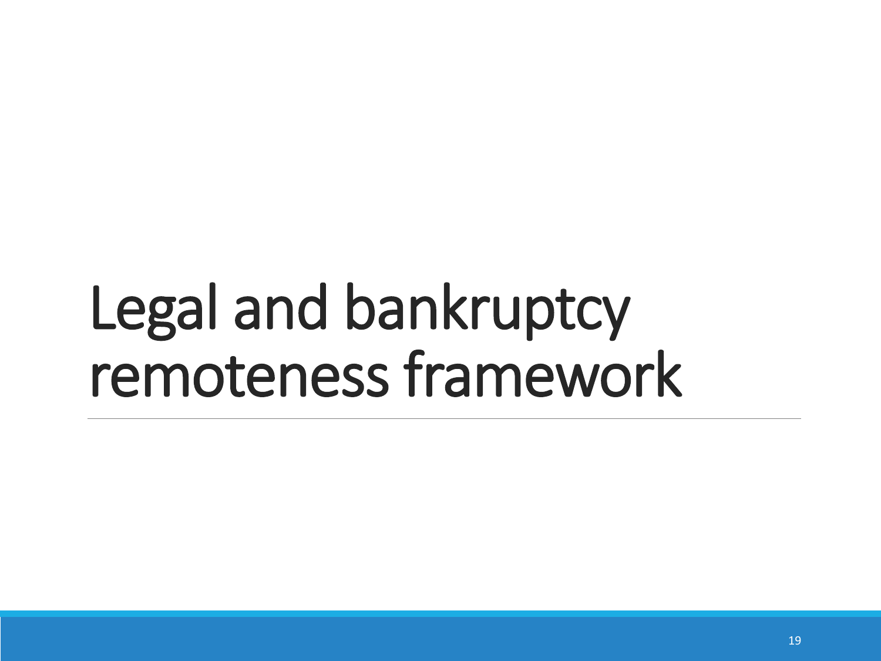# Legal and bankruptcy remoteness framework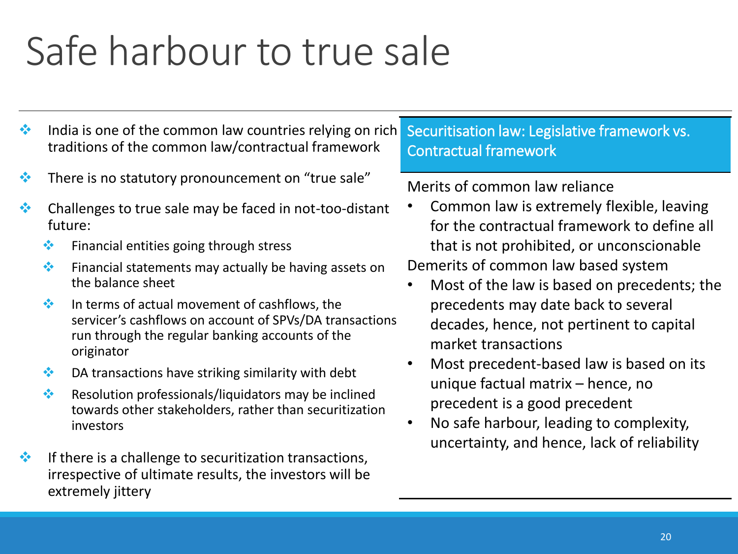# Safe harbour to true sale

- India is one of the common law countries relying on rich traditions of the common law/contractual framework
- There is no statutory pronouncement on “true sale”
- Challenges to true sale may be faced in not-too-distant future:
  - Financial entities going through stress
  - Financial statements may actually be having assets on the balance sheet
  - In terms of actual movement of cashflows, the servicer’s cashflows on account of SPVs/DA transactions run through the regular banking accounts of the originator
  - DA transactions have striking similarity with debt
  - Resolution professionals/liquidators may be inclined towards other stakeholders, rather than securitization investors
- If there is a challenge to securitization transactions, irrespective of ultimate results, the investors will be extremely jittery

## Securitisation law: Legislative framework vs. Contractual framework

Merits of common law reliance

- Common law is extremely flexible, leaving for the contractual framework to define all that is not prohibited, or unconscionable

Demerits of common law based system

- Most of the law is based on precedents; the precedents may date back to several decades, hence, not pertinent to capital market transactions
- Most precedent-based law is based on its unique factual matrix – hence, no precedent is a good precedent
- No safe harbour, leading to complexity, uncertainty, and hence, lack of reliability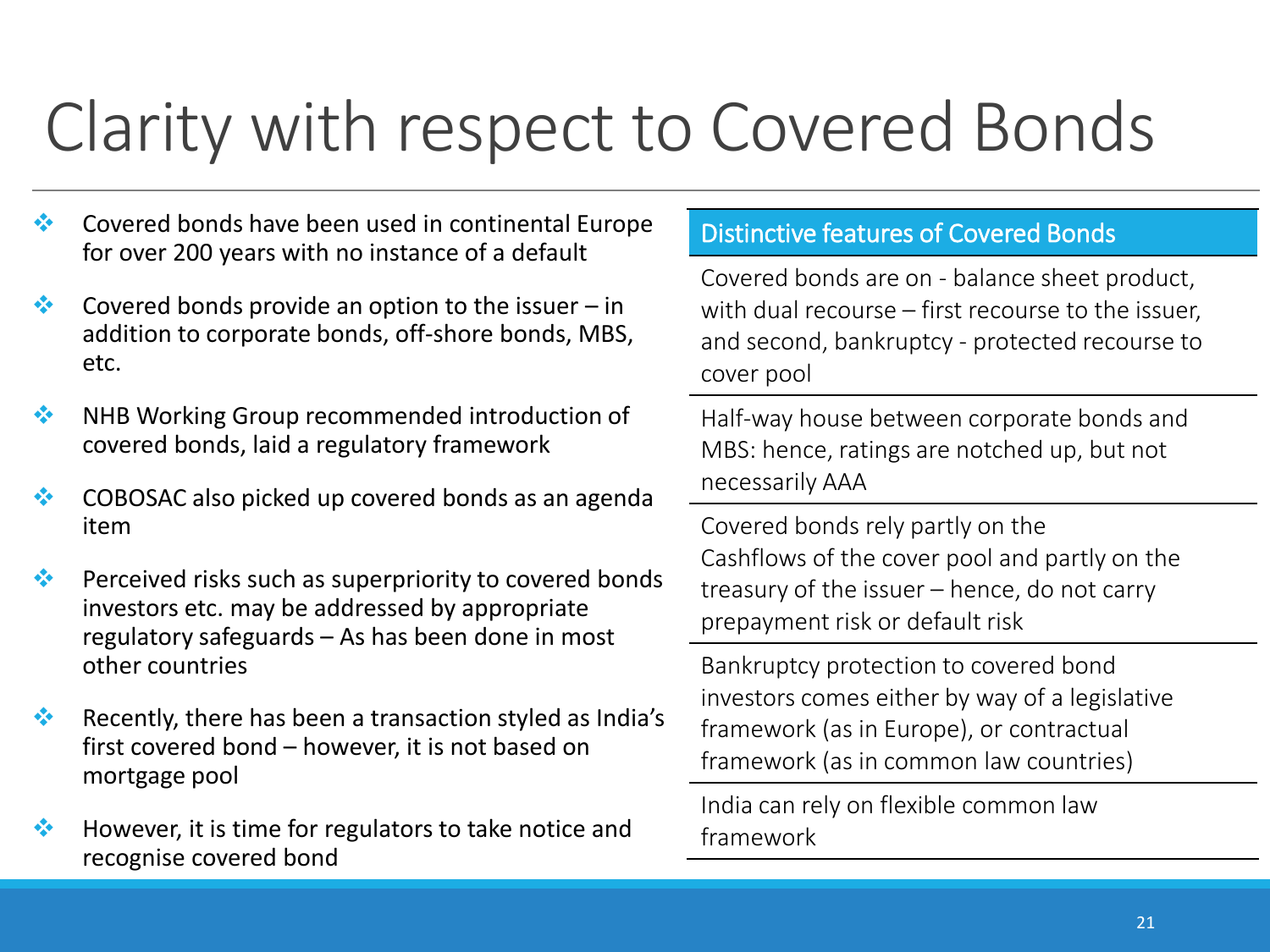# Clarity with respect to Covered Bonds

- Covered bonds have been used in continental Europe for over 200 years with no instance of a default
- Covered bonds provide an option to the issuer – in addition to corporate bonds, off-shore bonds, MBS, etc.
- NHB Working Group recommended introduction of covered bonds, laid a regulatory framework
- COBOSAC also picked up covered bonds as an agenda item
- Perceived risks such as superpriority to covered bonds investors etc. may be addressed by appropriate regulatory safeguards – As has been done in most other countries
- Recently, there has been a transaction styled as India's first covered bond – however, it is not based on mortgage pool
- However, it is time for regulators to take notice and recognise covered bond

| Distinctive features of Covered Bonds |
| --- |
| Covered bonds are on - balance sheet product, with dual recourse – first recourse to the issuer, and second, bankruptcy - protected recourse to cover pool |
| Half-way house between corporate bonds and MBS: hence, ratings are notched up, but not necessarily AAA |
| Covered bonds rely partly on the Cashflows of the cover pool and partly on the treasury of the issuer – hence, do not carry prepayment risk or default risk |
| Bankruptcy protection to covered bond investors comes either by way of a legislative framework (as in Europe), or contractual framework (as in common law countries) |
| India can rely on flexible common law framework |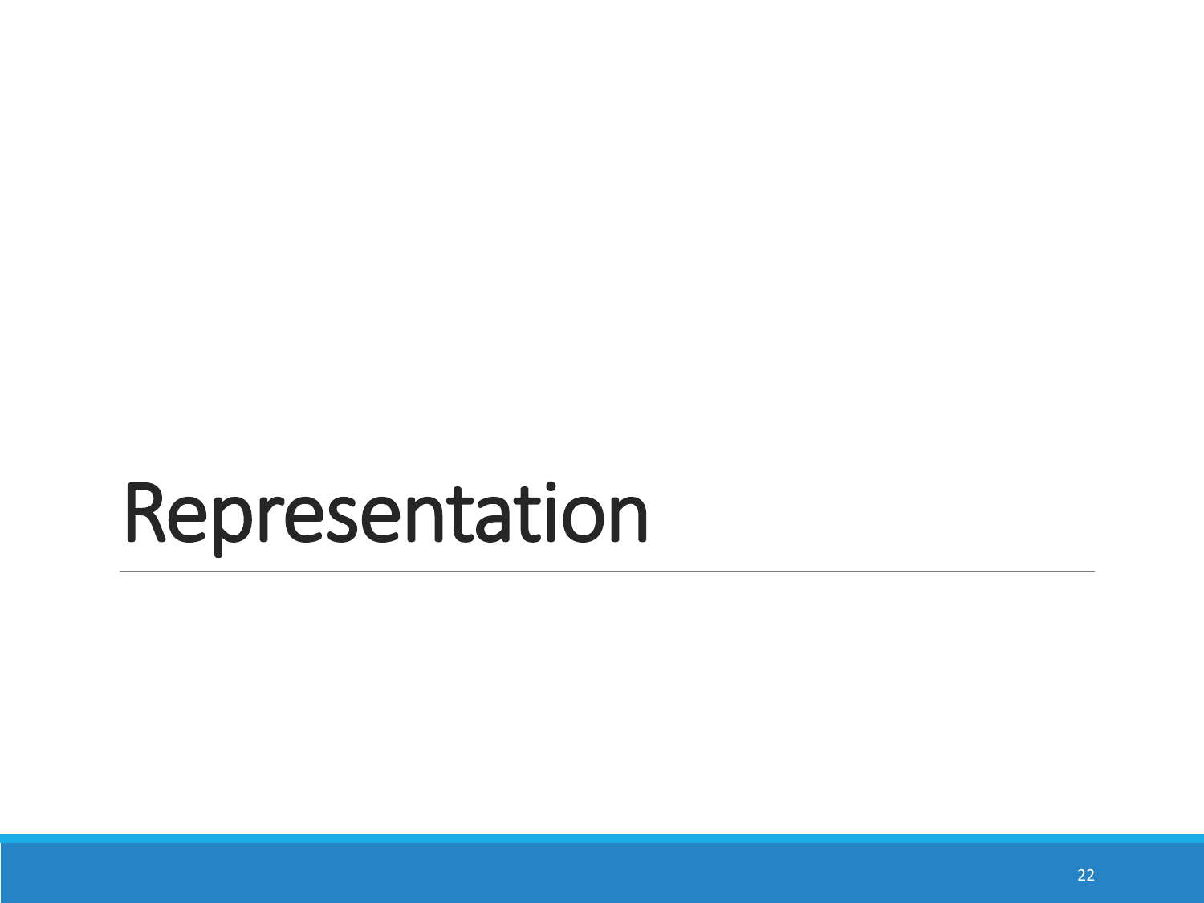# Representation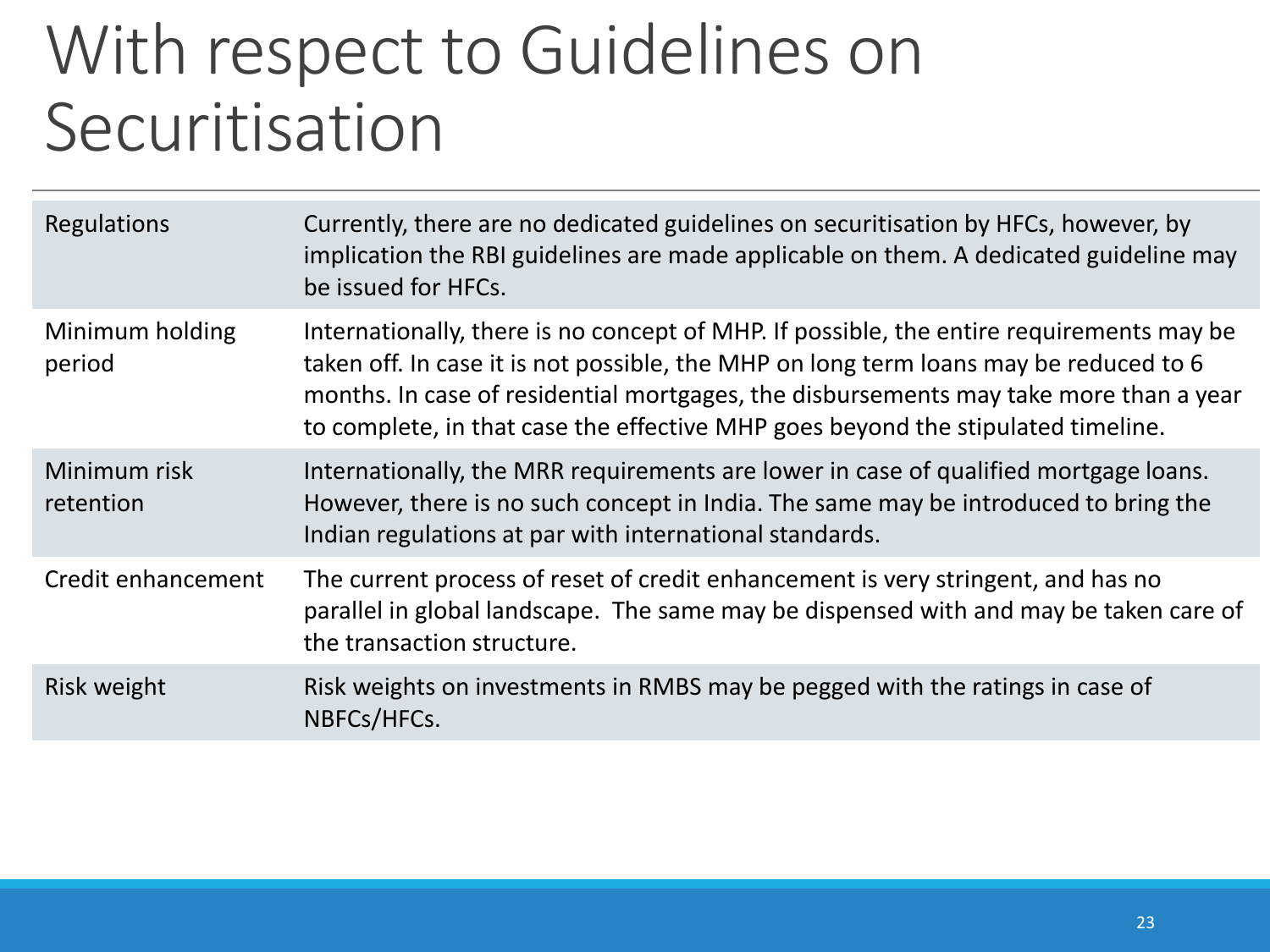# With respect to Guidelines on Securitisation

| | |
|---|---|
| Regulations | Currently, there are no dedicated guidelines on securitisation by HFCs, however, by implication the RBI guidelines are made applicable on them. A dedicated guideline may be issued for HFCs. |
| Minimum holding period | Internationally, there is no concept of MHP. If possible, the entire requirements may be taken off. In case it is not possible, the MHP on long term loans may be reduced to 6 months. In case of residential mortgages, the disbursements may take more than a year to complete, in that case the effective MHP goes beyond the stipulated timeline. |
| Minimum risk retention | Internationally, the MRR requirements are lower in case of qualified mortgage loans. However, there is no such concept in India. The same may be introduced to bring the Indian regulations at par with international standards. |
| Credit enhancement | The current process of reset of credit enhancement is very stringent, and has no parallel in global landscape. The same may be dispensed with and may be taken care of the transaction structure. |
| Risk weight | Risk weights on investments in RMBS may be pegged with the ratings in case of NBFCs/HFCs. |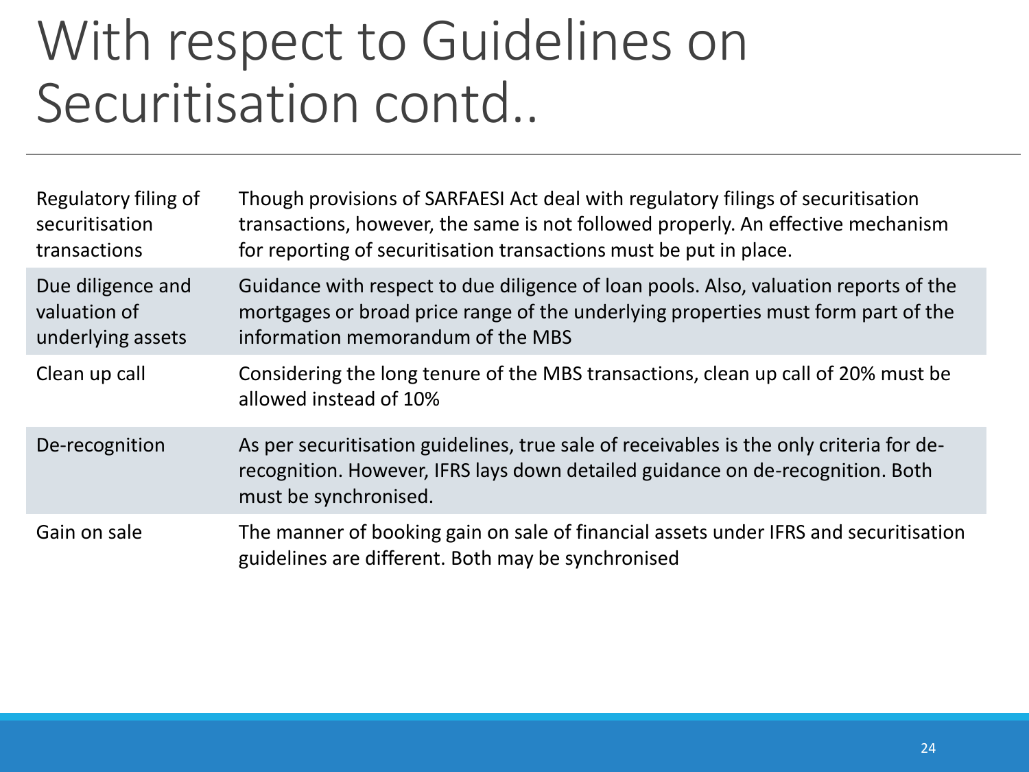# With respect to Guidelines on Securitisation contd..

| | |
|---|---|
| Regulatory filing of securitisation transactions | Though provisions of SARFAESI Act deal with regulatory filings of securitisation transactions, however, the same is not followed properly. An effective mechanism for reporting of securitisation transactions must be put in place. |
| Due diligence and valuation of underlying assets | Guidance with respect to due diligence of loan pools. Also, valuation reports of the mortgages or broad price range of the underlying properties must form part of the information memorandum of the MBS |
| Clean up call | Considering the long tenure of the MBS transactions, clean up call of 20% must be allowed instead of 10% |
| De-recognition | As per securitisation guidelines, true sale of receivables is the only criteria for de-recognition. However, IFRS lays down detailed guidance on de-recognition. Both must be synchronised. |
| Gain on sale | The manner of booking gain on sale of financial assets under IFRS and securitisation guidelines are different. Both may be synchronised |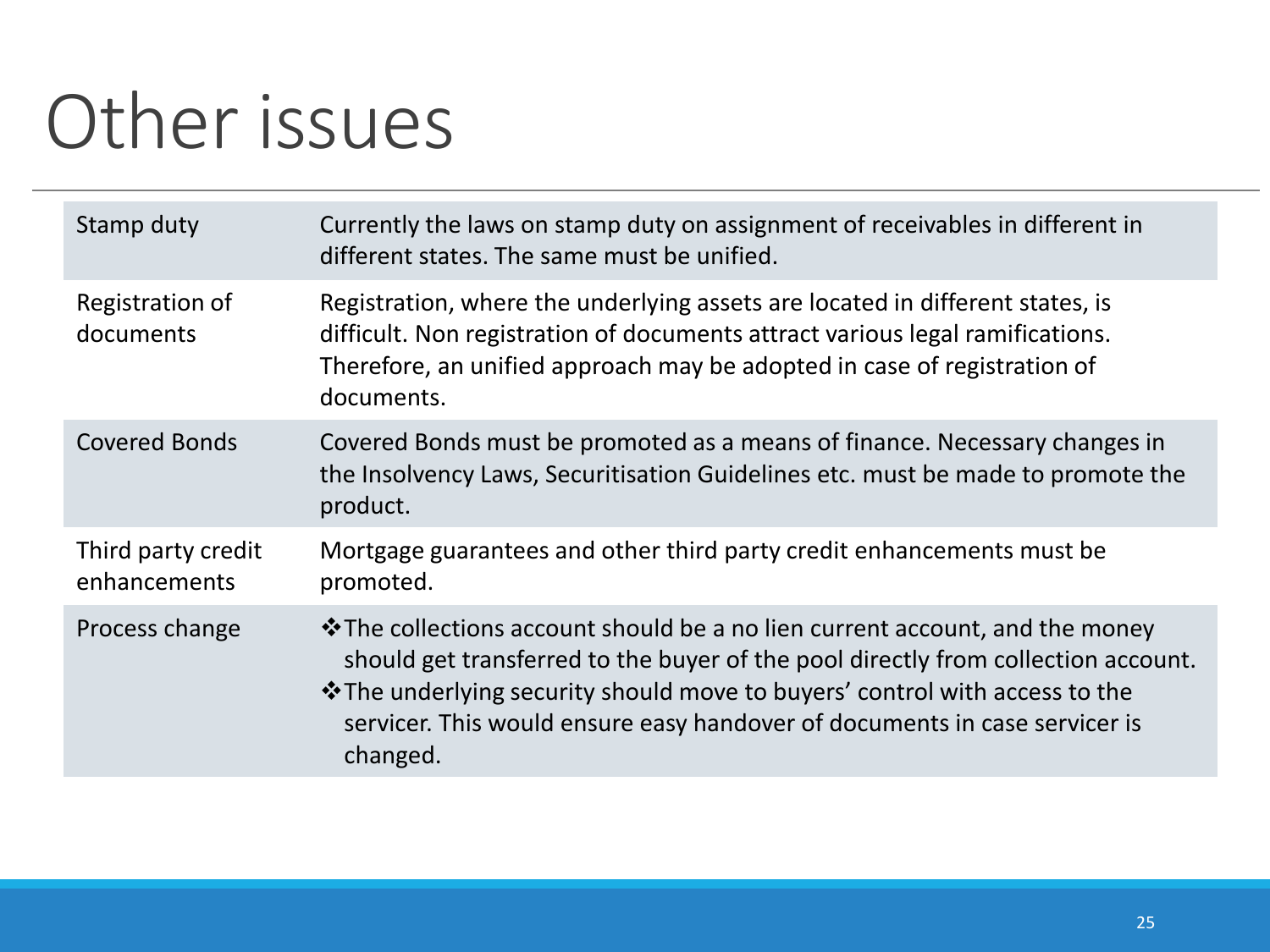# Other issues

| | |
|---|---|
| Stamp duty | Currently the laws on stamp duty on assignment of receivables in different in different states. The same must be unified. |
| Registration of documents | Registration, where the underlying assets are located in different states, is difficult. Non registration of documents attract various legal ramifications. Therefore, an unified approach may be adopted in case of registration of documents. |
| Covered Bonds | Covered Bonds must be promoted as a means of finance. Necessary changes in the Insolvency Laws, Securitisation Guidelines etc. must be made to promote the product. |
| Third party credit enhancements | Mortgage guarantees and other third party credit enhancements must be promoted. |
| Process change | ❖ The collections account should be a no lien current account, and the money should get transferred to the buyer of the pool directly from collection account.<br>❖ The underlying security should move to buyers' control with access to the servicer. This would ensure easy handover of documents in case servicer is changed. |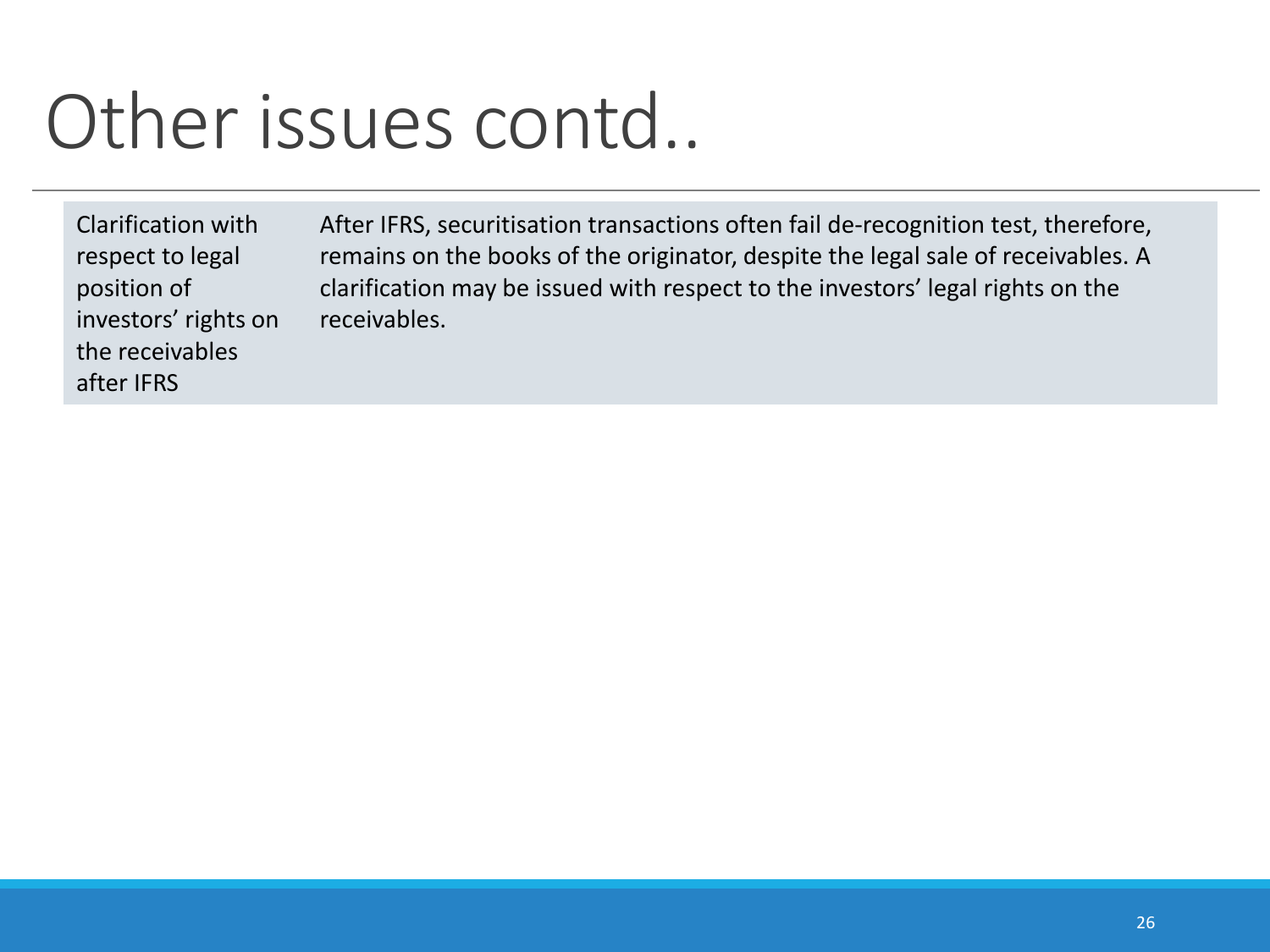# Other issues contd..

| | |
|---|---|
| Clarification with respect to legal position of investors' rights on the receivables after IFRS | After IFRS, securitisation transactions often fail de-recognition test, therefore, remains on the books of the originator, despite the legal sale of receivables. A clarification may be issued with respect to the investors' legal rights on the receivables. |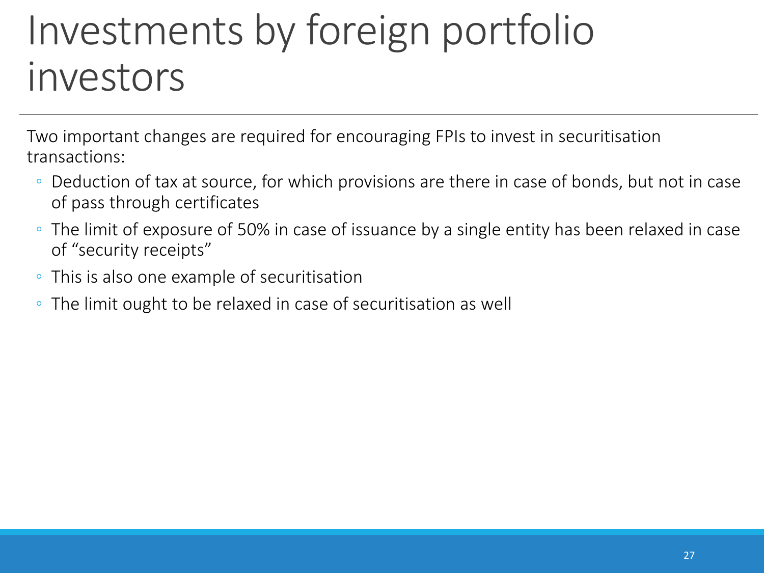# Investments by foreign portfolio investors

Two important changes are required for encouraging FPIs to invest in securitisation transactions:

- Deduction of tax at source, for which provisions are there in case of bonds, but not in case of pass through certificates
- The limit of exposure of 50% in case of issuance by a single entity has been relaxed in case of "security receipts"
- This is also one example of securitisation
- The limit ought to be relaxed in case of securitisation as well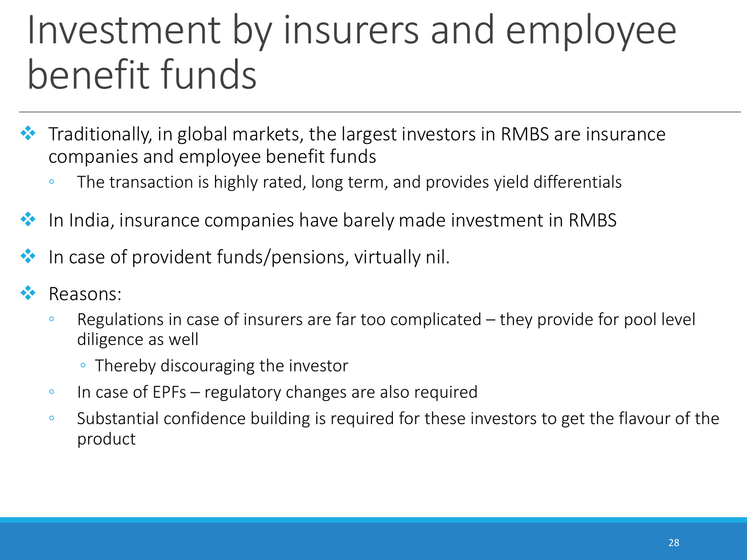# Investment by insurers and employee benefit funds

- Traditionally, in global markets, the largest investors in RMBS are insurance companies and employee benefit funds
  - The transaction is highly rated, long term, and provides yield differentials
- In India, insurance companies have barely made investment in RMBS
- In case of provident funds/pensions, virtually nil.
- Reasons:
  - Regulations in case of insurers are far too complicated – they provide for pool level diligence as well
    - Thereby discouraging the investor
  - In case of EPFs – regulatory changes are also required
  - Substantial confidence building is required for these investors to get the flavour of the product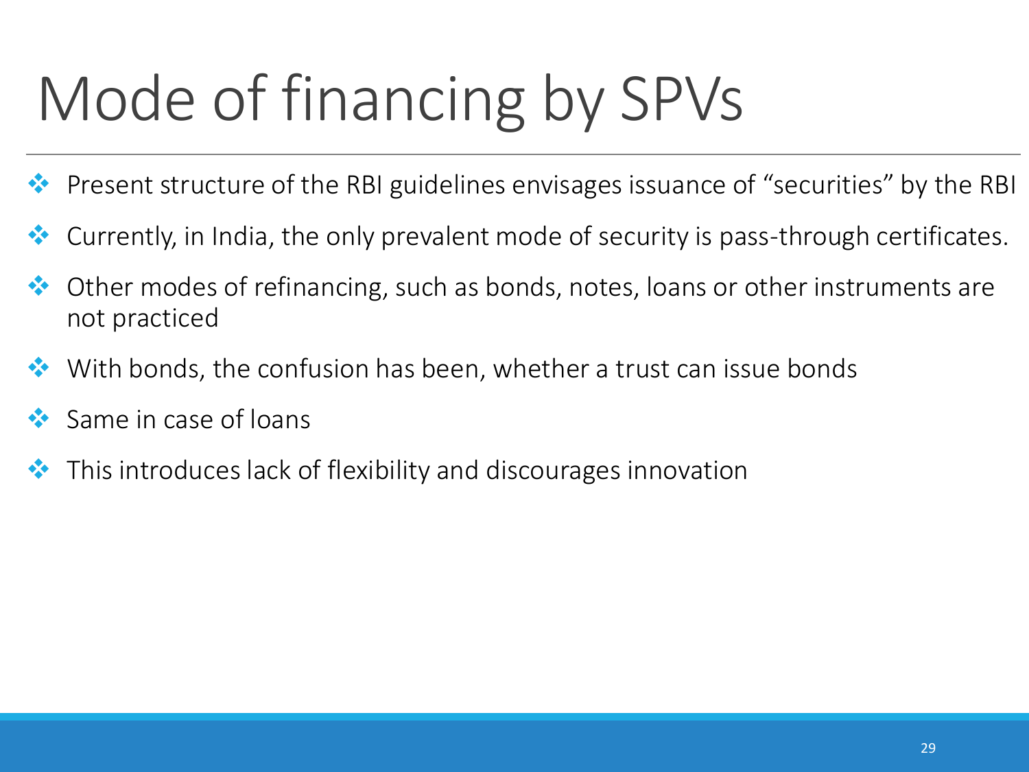# Mode of financing by SPVs

- Present structure of the RBI guidelines envisages issuance of "securities" by the RBI
- Currently, in India, the only prevalent mode of security is pass-through certificates.
- Other modes of refinancing, such as bonds, notes, loans or other instruments are not practiced
- With bonds, the confusion has been, whether a trust can issue bonds
- Same in case of loans
- This introduces lack of flexibility and discourages innovation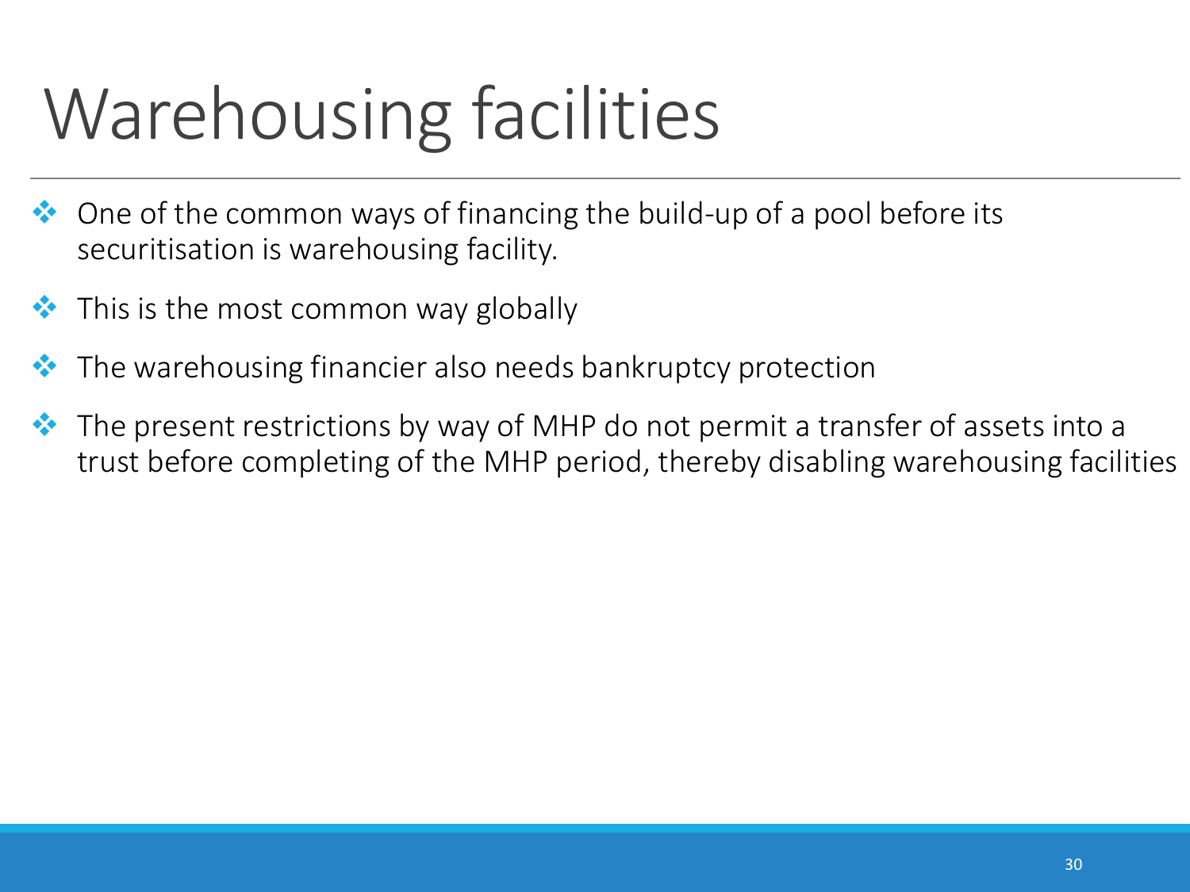# Warehousing facilities

- One of the common ways of financing the build-up of a pool before its securitisation is warehousing facility.
- This is the most common way globally
- The warehousing financier also needs bankruptcy protection
- The present restrictions by way of MHP do not permit a transfer of assets into a trust before completing of the MHP period, thereby disabling warehousing facilities